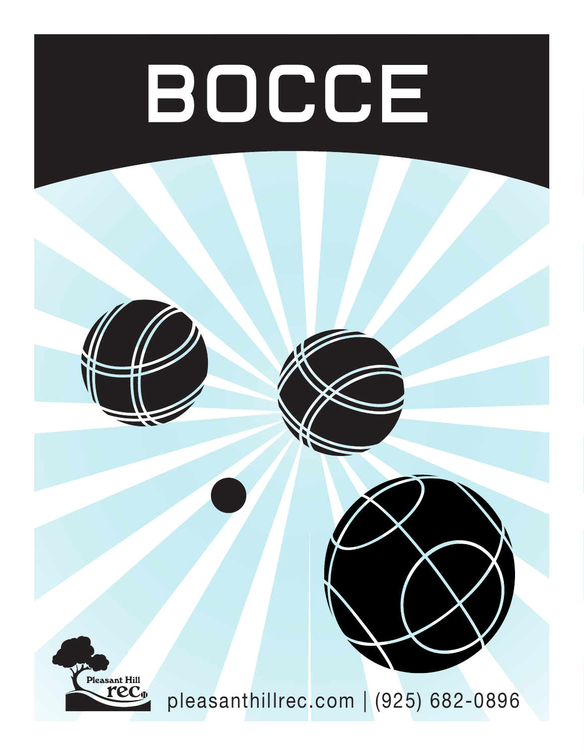# BOCCE

Pleasant Hill rec

pleasanthillrec.com | (925) 682-0896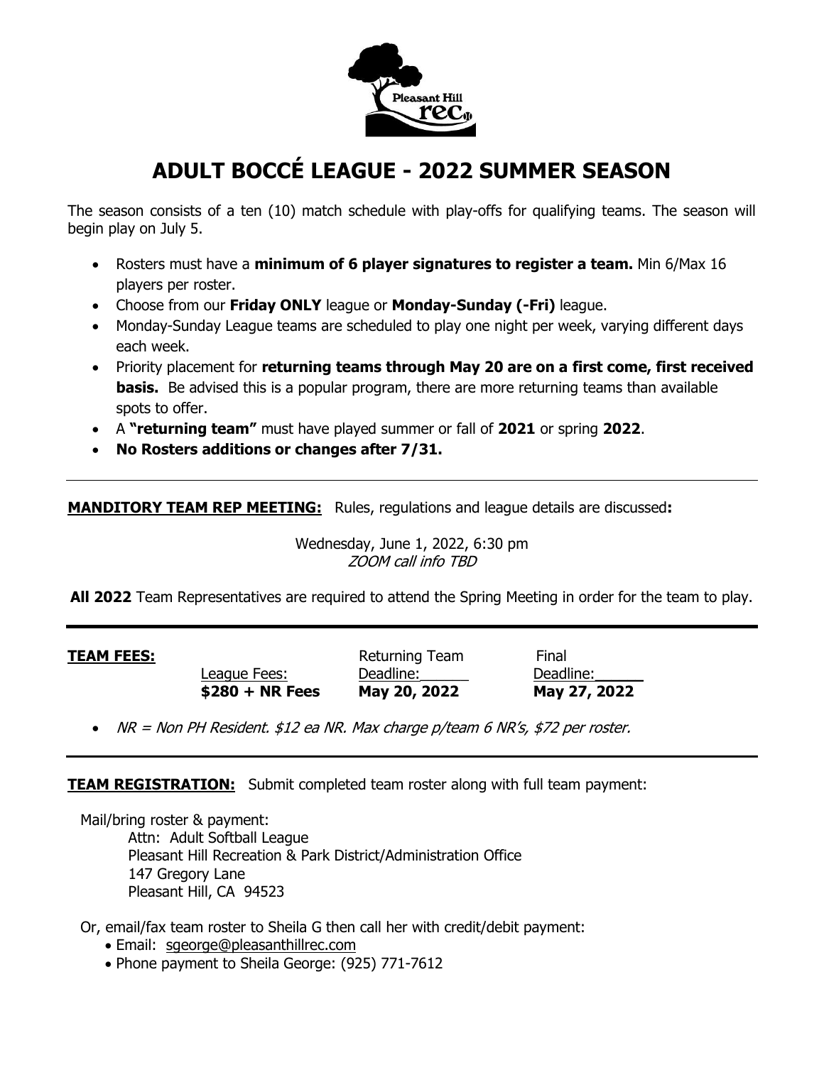# ADULT BOCCÉ LEAGUE - 2022 SUMMER SEASON

The season consists of a ten (10) match schedule with play-offs for qualifying teams. The season will begin play on July 5.

- Rosters must have a **minimum of 6 player signatures to register a team.** Min 6/Max 16 players per roster.
- Choose from our **Friday ONLY** league or **Monday-Sunday (-Fri)** league.
- Monday-Sunday League teams are scheduled to play one night per week, varying different days each week.
- Priority placement for **returning teams through May 20 are on a first come, first received basis.** Be advised this is a popular program, there are more returning teams than available spots to offer.
- A **"returning team"** must have played summer or fall of **2021** or spring **2022**.
- **No Rosters additions or changes after 7/31.**

---

**MANDITORY TEAM REP MEETING:** Rules, regulations and league details are discussed**:**

Wednesday, June 1, 2022, 6:30 pm
*ZOOM call info TBD*

**All 2022** Team Representatives are required to attend the Spring Meeting in order for the team to play.

---

| **TEAM FEES:** | League Fees: | Returning Team Deadline: | Final Deadline: |
|---|---|---|---|
| | **$280 + NR Fees** | **May 20, 2022** | **May 27, 2022** |

- *NR = Non PH Resident. $12 ea NR. Max charge p/team 6 NR's, $72 per roster.*

---

**TEAM REGISTRATION:** Submit completed team roster along with full team payment:

Mail/bring roster & payment:
Attn: Adult Softball League
Pleasant Hill Recreation & Park District/Administration Office
147 Gregory Lane
Pleasant Hill, CA 94523

Or, email/fax team roster to Sheila G then call her with credit/debit payment:

- Email: sgeorge@pleasanthillrec.com
- Phone payment to Sheila George: (925) 771-7612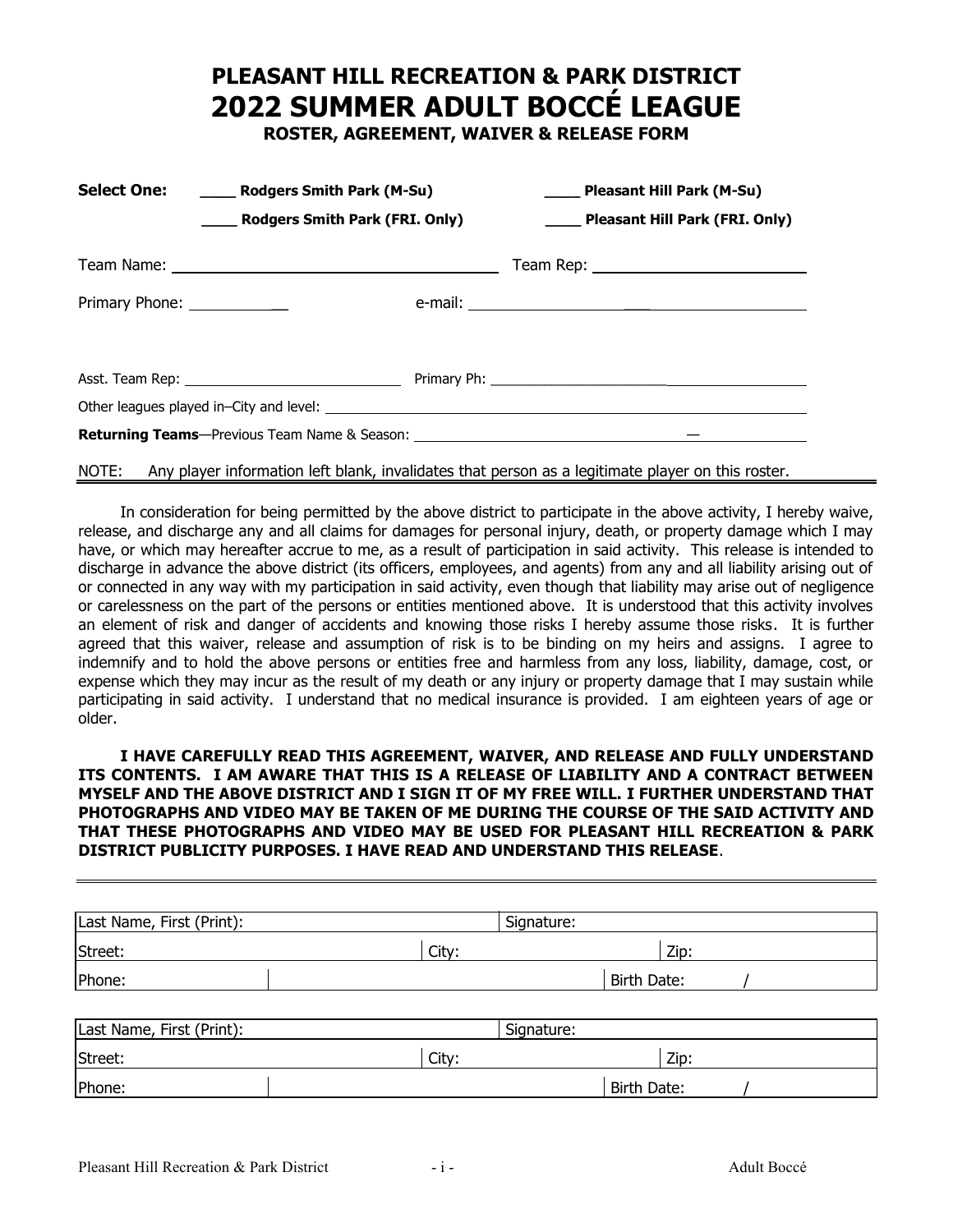# PLEASANT HILL RECREATION & PARK DISTRICT
# 2022 SUMMER ADULT BOCCÉ LEAGUE

**ROSTER, AGREEMENT, WAIVER & RELEASE FORM**

**Select One:** ____ **Rodgers Smith Park (M-Su)** ____ **Pleasant Hill Park (M-Su)**

____ **Rodgers Smith Park (FRI. Only)** ____ **Pleasant Hill Park (FRI. Only)**

Team Name: ________________________ Team Rep: ________________________

Primary Phone: ______________ e-mail: ________________________

Asst. Team Rep: ________________________ Primary Ph: ________________________

Other leagues played in–City and level: ________________________

**Returning Teams**—Previous Team Name & Season: ________________________ — ____________

NOTE: Any player information left blank, invalidates that person as a legitimate player on this roster.

In consideration for being permitted by the above district to participate in the above activity, I hereby waive, release, and discharge any and all claims for damages for personal injury, death, or property damage which I may have, or which may hereafter accrue to me, as a result of participation in said activity. This release is intended to discharge in advance the above district (its officers, employees, and agents) from any and all liability arising out of or connected in any way with my participation in said activity, even though that liability may arise out of negligence or carelessness on the part of the persons or entities mentioned above. It is understood that this activity involves an element of risk and danger of accidents and knowing those risks I hereby assume those risks. It is further agreed that this waiver, release and assumption of risk is to be binding on my heirs and assigns. I agree to indemnify and to hold the above persons or entities free and harmless from any loss, liability, damage, cost, or expense which they may incur as the result of my death or any injury or property damage that I may sustain while participating in said activity. I understand that no medical insurance is provided. I am eighteen years of age or older.

**I HAVE CAREFULLY READ THIS AGREEMENT, WAIVER, AND RELEASE AND FULLY UNDERSTAND ITS CONTENTS. I AM AWARE THAT THIS IS A RELEASE OF LIABILITY AND A CONTRACT BETWEEN MYSELF AND THE ABOVE DISTRICT AND I SIGN IT OF MY FREE WILL. I FURTHER UNDERSTAND THAT PHOTOGRAPHS AND VIDEO MAY BE TAKEN OF ME DURING THE COURSE OF THE SAID ACTIVITY AND THAT THESE PHOTOGRAPHS AND VIDEO MAY BE USED FOR PLEASANT HILL RECREATION & PARK DISTRICT PUBLICITY PURPOSES. I HAVE READ AND UNDERSTAND THIS RELEASE**.

| Last Name, First (Print): | | Signature: | |
|---|---|---|---|
| Street: | City: | | Zip: |
| Phone: | | | Birth Date: / |

| Last Name, First (Print): | | Signature: | |
|---|---|---|---|
| Street: | City: | | Zip: |
| Phone: | | | Birth Date: / |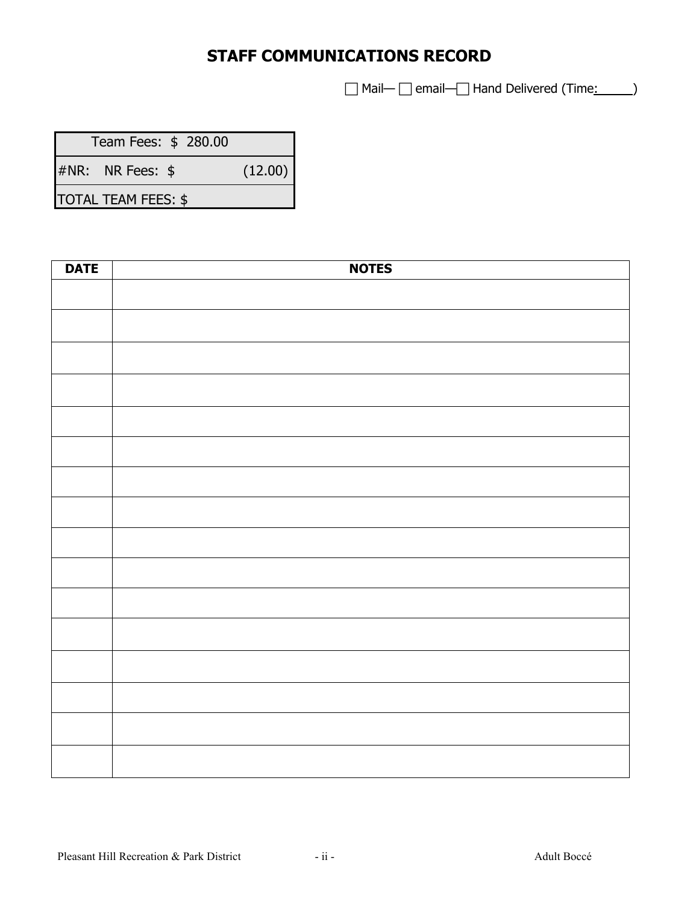# STAFF COMMUNICATIONS RECORD

☐ Mail— ☐ email—☐ Hand Delivered (Time:______)

| Team Fees: $ 280.00 | |
|---|---|
| #NR: NR Fees: $ | (12.00) |
| TOTAL TEAM FEES: $ | |

| DATE | NOTES |
|---|---|
| | |
| | |
| | |
| | |
| | |
| | |
| | |
| | |
| | |
| | |
| | |
| | |
| | |
| | |
| | |
| | |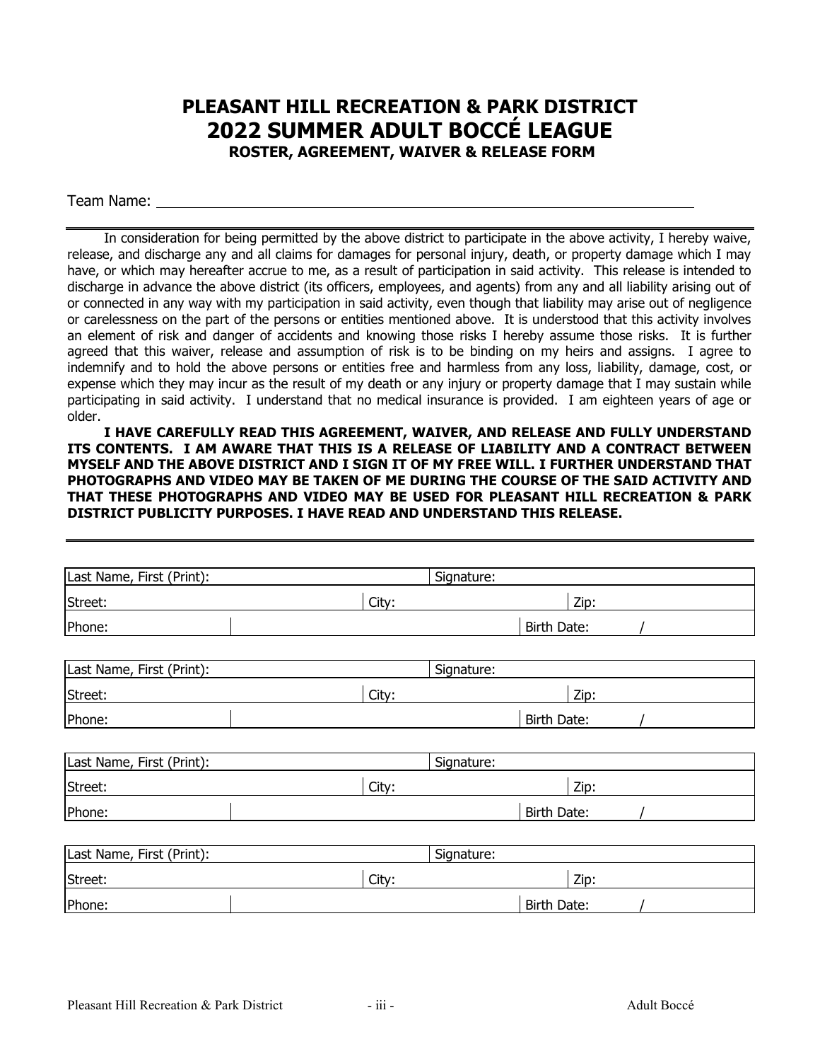# PLEASANT HILL RECREATION & PARK DISTRICT
# 2022 SUMMER ADULT BOCCÉ LEAGUE
### ROSTER, AGREEMENT, WAIVER & RELEASE FORM

Team Name: ______________________________________________________________________

In consideration for being permitted by the above district to participate in the above activity, I hereby waive, release, and discharge any and all claims for damages for personal injury, death, or property damage which I may have, or which may hereafter accrue to me, as a result of participation in said activity. This release is intended to discharge in advance the above district (its officers, employees, and agents) from any and all liability arising out of or connected in any way with my participation in said activity, even though that liability may arise out of negligence or carelessness on the part of the persons or entities mentioned above. It is understood that this activity involves an element of risk and danger of accidents and knowing those risks I hereby assume those risks. It is further agreed that this waiver, release and assumption of risk is to be binding on my heirs and assigns. I agree to indemnify and to hold the above persons or entities free and harmless from any loss, liability, damage, cost, or expense which they may incur as the result of my death or any injury or property damage that I may sustain while participating in said activity. I understand that no medical insurance is provided. I am eighteen years of age or older.

**I HAVE CAREFULLY READ THIS AGREEMENT, WAIVER, AND RELEASE AND FULLY UNDERSTAND ITS CONTENTS. I AM AWARE THAT THIS IS A RELEASE OF LIABILITY AND A CONTRACT BETWEEN MYSELF AND THE ABOVE DISTRICT AND I SIGN IT OF MY FREE WILL. I FURTHER UNDERSTAND THAT PHOTOGRAPHS AND VIDEO MAY BE TAKEN OF ME DURING THE COURSE OF THE SAID ACTIVITY AND THAT THESE PHOTOGRAPHS AND VIDEO MAY BE USED FOR PLEASANT HILL RECREATION & PARK DISTRICT PUBLICITY PURPOSES. I HAVE READ AND UNDERSTAND THIS RELEASE.**

| Last Name, First (Print): | | Signature: | |
|---|---|---|---|
| Street: | City: | | Zip: |
| Phone: | | Birth Date: / | |

| Last Name, First (Print): | | Signature: | |
|---|---|---|---|
| Street: | City: | | Zip: |
| Phone: | | Birth Date: / | |

| Last Name, First (Print): | | Signature: | |
|---|---|---|---|
| Street: | City: | | Zip: |
| Phone: | | Birth Date: / | |

| Last Name, First (Print): | | Signature: | |
|---|---|---|---|
| Street: | City: | | Zip: |
| Phone: | | Birth Date: / | |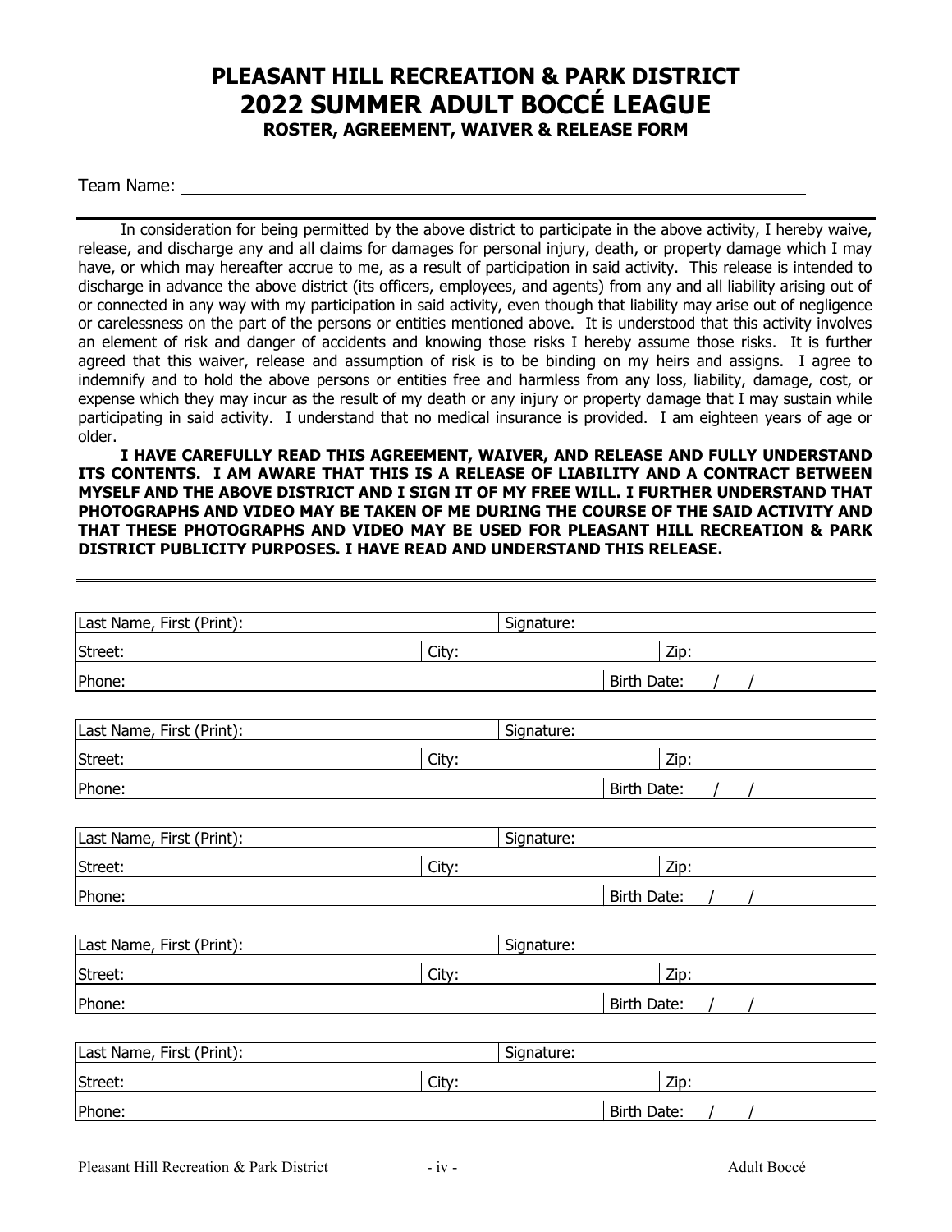# PLEASANT HILL RECREATION & PARK DISTRICT
# 2022 SUMMER ADULT BOCCÉ LEAGUE

### ROSTER, AGREEMENT, WAIVER & RELEASE FORM

Team Name: ____________________________________________________________

In consideration for being permitted by the above district to participate in the above activity, I hereby waive, release, and discharge any and all claims for damages for personal injury, death, or property damage which I may have, or which may hereafter accrue to me, as a result of participation in said activity. This release is intended to discharge in advance the above district (its officers, employees, and agents) from any and all liability arising out of or connected in any way with my participation in said activity, even though that liability may arise out of negligence or carelessness on the part of the persons or entities mentioned above. It is understood that this activity involves an element of risk and danger of accidents and knowing those risks I hereby assume those risks. It is further agreed that this waiver, release and assumption of risk is to be binding on my heirs and assigns. I agree to indemnify and to hold the above persons or entities free and harmless from any loss, liability, damage, cost, or expense which they may incur as the result of my death or any injury or property damage that I may sustain while participating in said activity. I understand that no medical insurance is provided. I am eighteen years of age or older.

**I HAVE CAREFULLY READ THIS AGREEMENT, WAIVER, AND RELEASE AND FULLY UNDERSTAND ITS CONTENTS. I AM AWARE THAT THIS IS A RELEASE OF LIABILITY AND A CONTRACT BETWEEN MYSELF AND THE ABOVE DISTRICT AND I SIGN IT OF MY FREE WILL. I FURTHER UNDERSTAND THAT PHOTOGRAPHS AND VIDEO MAY BE TAKEN OF ME DURING THE COURSE OF THE SAID ACTIVITY AND THAT THESE PHOTOGRAPHS AND VIDEO MAY BE USED FOR PLEASANT HILL RECREATION & PARK DISTRICT PUBLICITY PURPOSES. I HAVE READ AND UNDERSTAND THIS RELEASE.**

| Last Name, First (Print): | | Signature: | |
|---|---|---|---|
| Street: | City: | | Zip: |
| Phone: | | Birth Date: / / | |

| Last Name, First (Print): | | Signature: | |
|---|---|---|---|
| Street: | City: | | Zip: |
| Phone: | | Birth Date: / / | |

| Last Name, First (Print): | | Signature: | |
|---|---|---|---|
| Street: | City: | | Zip: |
| Phone: | | Birth Date: / / | |

| Last Name, First (Print): | | Signature: | |
|---|---|---|---|
| Street: | City: | | Zip: |
| Phone: | | Birth Date: / / | |

| Last Name, First (Print): | | Signature: | |
|---|---|---|---|
| Street: | City: | | Zip: |
| Phone: | | Birth Date: / / | |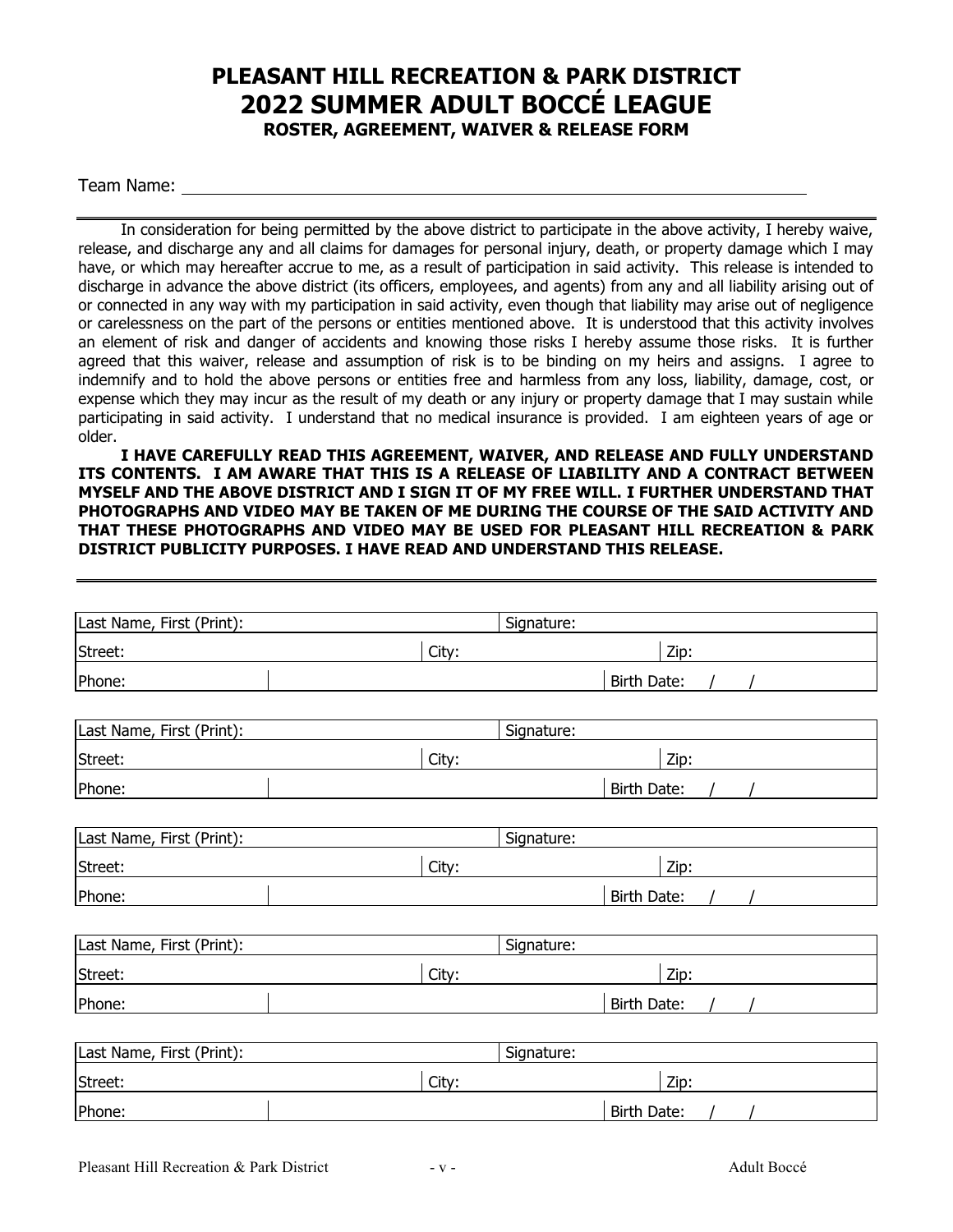# PLEASANT HILL RECREATION & PARK DISTRICT
# 2022 SUMMER ADULT BOCCÉ LEAGUE
### ROSTER, AGREEMENT, WAIVER & RELEASE FORM

Team Name: \_\_\_\_\_\_\_\_\_\_\_\_\_\_\_\_\_\_\_\_\_\_\_\_\_\_\_\_\_\_\_\_\_\_\_\_\_\_\_\_

In consideration for being permitted by the above district to participate in the above activity, I hereby waive, release, and discharge any and all claims for damages for personal injury, death, or property damage which I may have, or which may hereafter accrue to me, as a result of participation in said activity. This release is intended to discharge in advance the above district (its officers, employees, and agents) from any and all liability arising out of or connected in any way with my participation in said activity, even though that liability may arise out of negligence or carelessness on the part of the persons or entities mentioned above. It is understood that this activity involves an element of risk and danger of accidents and knowing those risks I hereby assume those risks. It is further agreed that this waiver, release and assumption of risk is to be binding on my heirs and assigns. I agree to indemnify and to hold the above persons or entities free and harmless from any loss, liability, damage, cost, or expense which they may incur as the result of my death or any injury or property damage that I may sustain while participating in said activity. I understand that no medical insurance is provided. I am eighteen years of age or older.

**I HAVE CAREFULLY READ THIS AGREEMENT, WAIVER, AND RELEASE AND FULLY UNDERSTAND ITS CONTENTS. I AM AWARE THAT THIS IS A RELEASE OF LIABILITY AND A CONTRACT BETWEEN MYSELF AND THE ABOVE DISTRICT AND I SIGN IT OF MY FREE WILL. I FURTHER UNDERSTAND THAT PHOTOGRAPHS AND VIDEO MAY BE TAKEN OF ME DURING THE COURSE OF THE SAID ACTIVITY AND THAT THESE PHOTOGRAPHS AND VIDEO MAY BE USED FOR PLEASANT HILL RECREATION & PARK DISTRICT PUBLICITY PURPOSES. I HAVE READ AND UNDERSTAND THIS RELEASE.**

| | | |
|---|---|---|
| Last Name, First (Print): | Signature: | |
| Street: | City: | Zip: |
| Phone: | | Birth Date: / / |

| | | |
|---|---|---|
| Last Name, First (Print): | Signature: | |
| Street: | City: | Zip: |
| Phone: | | Birth Date: / / |

| | | |
|---|---|---|
| Last Name, First (Print): | Signature: | |
| Street: | City: | Zip: |
| Phone: | | Birth Date: / / |

| | | |
|---|---|---|
| Last Name, First (Print): | Signature: | |
| Street: | City: | Zip: |
| Phone: | | Birth Date: / / |

| | | |
|---|---|---|
| Last Name, First (Print): | Signature: | |
| Street: | City: | Zip: |
| Phone: | | Birth Date: / / |